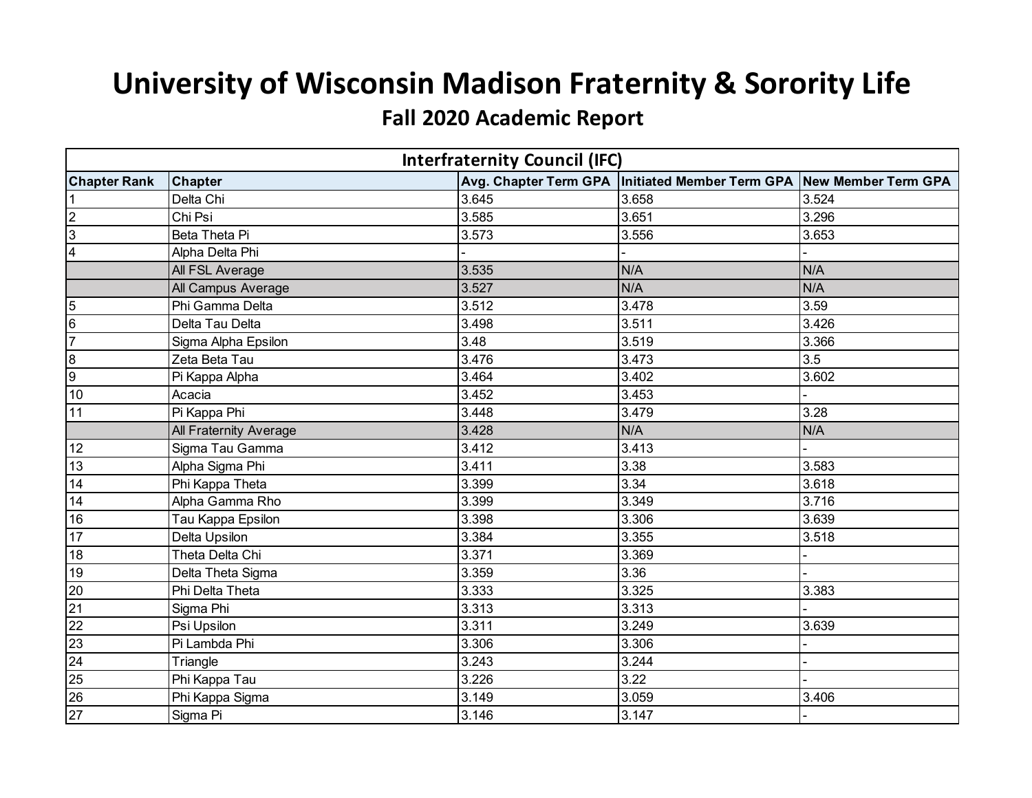# University of Wisconsin Madison Fraternity & Sorority Life

## Fall 2020 Academic Report

| Interfraternity Council (IFC) | | | | |
|---|---|---|---|---|
| **Chapter Rank** | **Chapter** | **Avg. Chapter Term GPA** | **Initiated Member Term GPA** | **New Member Term GPA** |
| 1 | Delta Chi | 3.645 | 3.658 | 3.524 |
| 2 | Chi Psi | 3.585 | 3.651 | 3.296 |
| 3 | Beta Theta Pi | 3.573 | 3.556 | 3.653 |
| 4 | Alpha Delta Phi | - | - | - |
| | All FSL Average | 3.535 | N/A | N/A |
| | All Campus Average | 3.527 | N/A | N/A |
| 5 | Phi Gamma Delta | 3.512 | 3.478 | 3.59 |
| 6 | Delta Tau Delta | 3.498 | 3.511 | 3.426 |
| 7 | Sigma Alpha Epsilon | 3.48 | 3.519 | 3.366 |
| 8 | Zeta Beta Tau | 3.476 | 3.473 | 3.5 |
| 9 | Pi Kappa Alpha | 3.464 | 3.402 | 3.602 |
| 10 | Acacia | 3.452 | 3.453 | - |
| 11 | Pi Kappa Phi | 3.448 | 3.479 | 3.28 |
| | All Fraternity Average | 3.428 | N/A | N/A |
| 12 | Sigma Tau Gamma | 3.412 | 3.413 | - |
| 13 | Alpha Sigma Phi | 3.411 | 3.38 | 3.583 |
| 14 | Phi Kappa Theta | 3.399 | 3.34 | 3.618 |
| 14 | Alpha Gamma Rho | 3.399 | 3.349 | 3.716 |
| 16 | Tau Kappa Epsilon | 3.398 | 3.306 | 3.639 |
| 17 | Delta Upsilon | 3.384 | 3.355 | 3.518 |
| 18 | Theta Delta Chi | 3.371 | 3.369 | - |
| 19 | Delta Theta Sigma | 3.359 | 3.36 | - |
| 20 | Phi Delta Theta | 3.333 | 3.325 | 3.383 |
| 21 | Sigma Phi | 3.313 | 3.313 | - |
| 22 | Psi Upsilon | 3.311 | 3.249 | 3.639 |
| 23 | Pi Lambda Phi | 3.306 | 3.306 | - |
| 24 | Triangle | 3.243 | 3.244 | - |
| 25 | Phi Kappa Tau | 3.226 | 3.22 | - |
| 26 | Phi Kappa Sigma | 3.149 | 3.059 | 3.406 |
| 27 | Sigma Pi | 3.146 | 3.147 | - |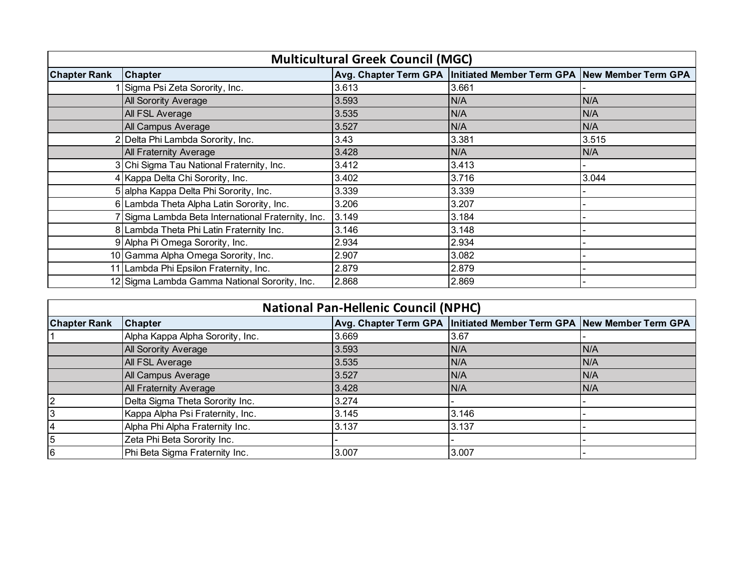## Multicultural Greek Council (MGC)

| Chapter Rank | Chapter | Avg. Chapter Term GPA | Initiated Member Term GPA | New Member Term GPA |
|---|---|---|---|---|
| 1 | Sigma Psi Zeta Sorority, Inc. | 3.613 | 3.661 | - |
| | All Sorority Average | 3.593 | N/A | N/A |
| | All FSL Average | 3.535 | N/A | N/A |
| | All Campus Average | 3.527 | N/A | N/A |
| 2 | Delta Phi Lambda Sorority, Inc. | 3.43 | 3.381 | 3.515 |
| | All Fraternity Average | 3.428 | N/A | N/A |
| 3 | Chi Sigma Tau National Fraternity, Inc. | 3.412 | 3.413 | - |
| 4 | Kappa Delta Chi Sorority, Inc. | 3.402 | 3.716 | 3.044 |
| 5 | alpha Kappa Delta Phi Sorority, Inc. | 3.339 | 3.339 | - |
| 6 | Lambda Theta Alpha Latin Sorority, Inc. | 3.206 | 3.207 | - |
| 7 | Sigma Lambda Beta International Fraternity, Inc. | 3.149 | 3.184 | - |
| 8 | Lambda Theta Phi Latin Fraternity Inc. | 3.146 | 3.148 | - |
| 9 | Alpha Pi Omega Sorority, Inc. | 2.934 | 2.934 | - |
| 10 | Gamma Alpha Omega Sorority, Inc. | 2.907 | 3.082 | - |
| 11 | Lambda Phi Epsilon Fraternity, Inc. | 2.879 | 2.879 | - |
| 12 | Sigma Lambda Gamma National Sorority, Inc. | 2.868 | 2.869 | - |

## National Pan-Hellenic Council (NPHC)

| Chapter Rank | Chapter | Avg. Chapter Term GPA | Initiated Member Term GPA | New Member Term GPA |
|---|---|---|---|---|
| 1 | Alpha Kappa Alpha Sorority, Inc. | 3.669 | 3.67 | - |
| | All Sorority Average | 3.593 | N/A | N/A |
| | All FSL Average | 3.535 | N/A | N/A |
| | All Campus Average | 3.527 | N/A | N/A |
| | All Fraternity Average | 3.428 | N/A | N/A |
| 2 | Delta Sigma Theta Sorority Inc. | 3.274 | - | - |
| 3 | Kappa Alpha Psi Fraternity, Inc. | 3.145 | 3.146 | - |
| 4 | Alpha Phi Alpha Fraternity Inc. | 3.137 | 3.137 | - |
| 5 | Zeta Phi Beta Sorority Inc. | - | - | - |
| 6 | Phi Beta Sigma Fraternity Inc. | 3.007 | 3.007 | - |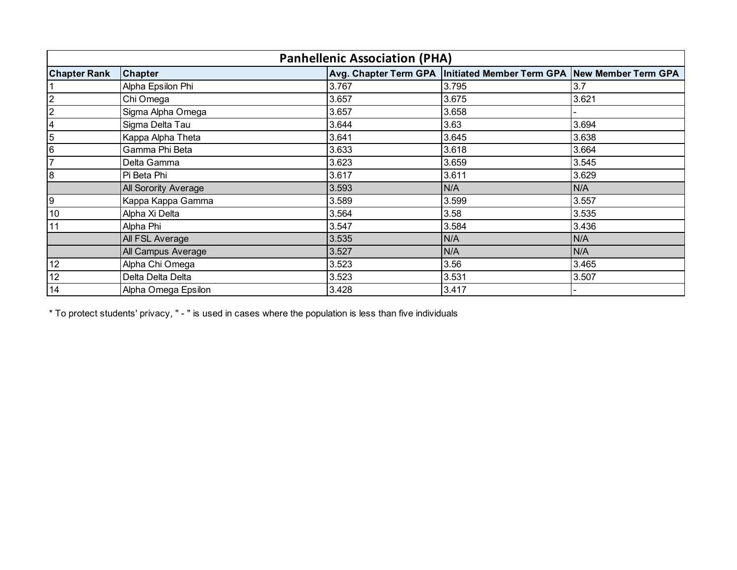## Panhellenic Association (PHA)

| Chapter Rank | Chapter | Avg. Chapter Term GPA | Initiated Member Term GPA | New Member Term GPA |
|---|---|---|---|---|
| 1 | Alpha Epsilon Phi | 3.767 | 3.795 | 3.7 |
| 2 | Chi Omega | 3.657 | 3.675 | 3.621 |
| 2 | Sigma Alpha Omega | 3.657 | 3.658 | - |
| 4 | Sigma Delta Tau | 3.644 | 3.63 | 3.694 |
| 5 | Kappa Alpha Theta | 3.641 | 3.645 | 3.638 |
| 6 | Gamma Phi Beta | 3.633 | 3.618 | 3.664 |
| 7 | Delta Gamma | 3.623 | 3.659 | 3.545 |
| 8 | Pi Beta Phi | 3.617 | 3.611 | 3.629 |
| | All Sorority Average | 3.593 | N/A | N/A |
| 9 | Kappa Kappa Gamma | 3.589 | 3.599 | 3.557 |
| 10 | Alpha Xi Delta | 3.564 | 3.58 | 3.535 |
| 11 | Alpha Phi | 3.547 | 3.584 | 3.436 |
| | All FSL Average | 3.535 | N/A | N/A |
| | All Campus Average | 3.527 | N/A | N/A |
| 12 | Alpha Chi Omega | 3.523 | 3.56 | 3.465 |
| 12 | Delta Delta Delta | 3.523 | 3.531 | 3.507 |
| 14 | Alpha Omega Epsilon | 3.428 | 3.417 | - |

* To protect students' privacy, " - " is used in cases where the population is less than five individuals